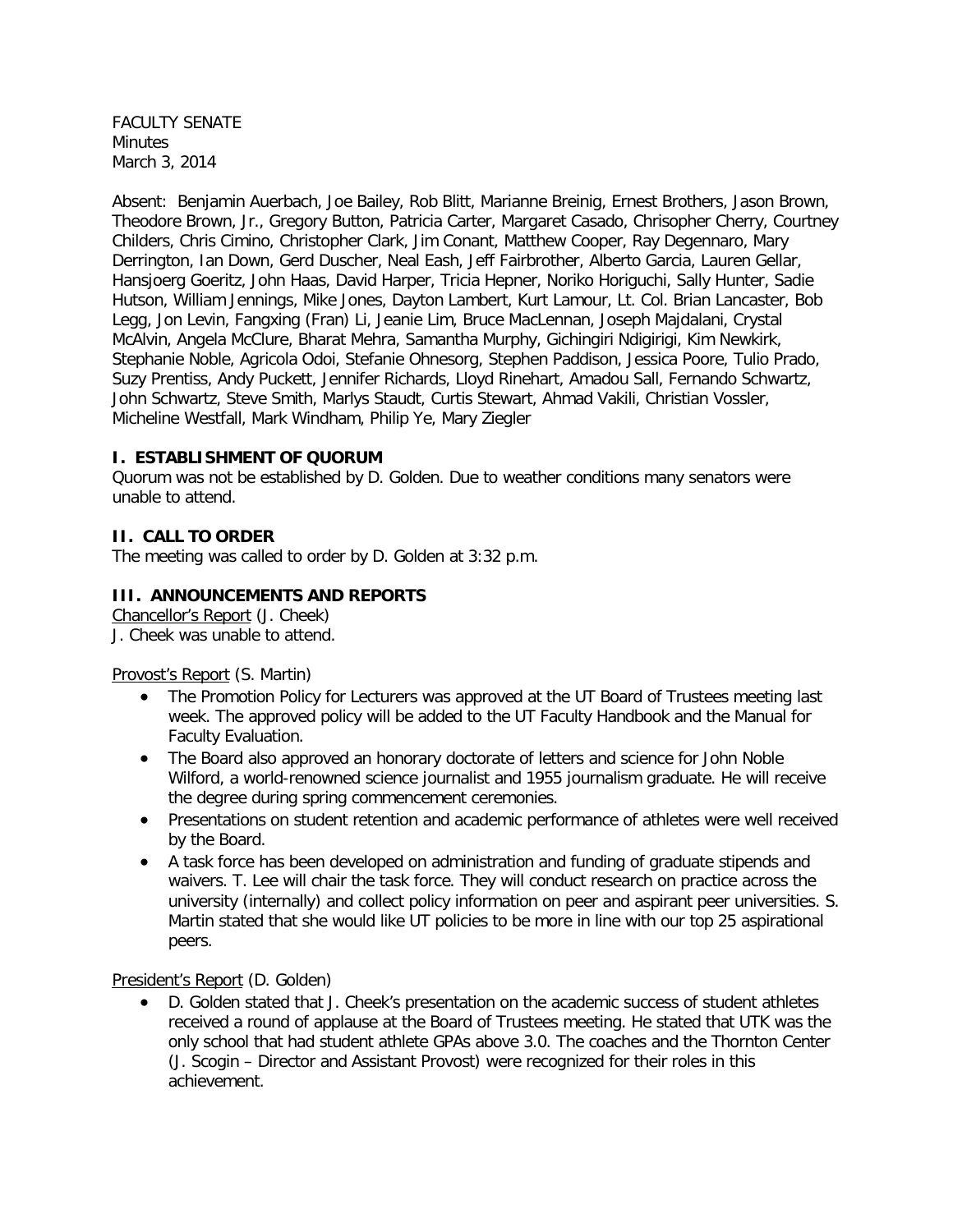FACULTY SENATE
Minutes
March 3, 2014

Absent: Benjamin Auerbach, Joe Bailey, Rob Blitt, Marianne Breinig, Ernest Brothers, Jason Brown, Theodore Brown, Jr., Gregory Button, Patricia Carter, Margaret Casado, Chrisopher Cherry, Courtney Childers, Chris Cimino, Christopher Clark, Jim Conant, Matthew Cooper, Ray Degennaro, Mary Derrington, Ian Down, Gerd Duscher, Neal Eash, Jeff Fairbrother, Alberto Garcia, Lauren Gellar, Hansjoerg Goeritz, John Haas, David Harper, Tricia Hepner, Noriko Horiguchi, Sally Hunter, Sadie Hutson, William Jennings, Mike Jones, Dayton Lambert, Kurt Lamour, Lt. Col. Brian Lancaster, Bob Legg, Jon Levin, Fangxing (Fran) Li, Jeanie Lim, Bruce MacLennan, Joseph Majdalani, Crystal McAlvin, Angela McClure, Bharat Mehra, Samantha Murphy, Gichingiri Ndigirigi, Kim Newkirk, Stephanie Noble, Agricola Odoi, Stefanie Ohnesorg, Stephen Paddison, Jessica Poore, Tulio Prado, Suzy Prentiss, Andy Puckett, Jennifer Richards, Lloyd Rinehart, Amadou Sall, Fernando Schwartz, John Schwartz, Steve Smith, Marlys Staudt, Curtis Stewart, Ahmad Vakili, Christian Vossler, Micheline Westfall, Mark Windham, Philip Ye, Mary Ziegler

## I. ESTABLISHMENT OF QUORUM

Quorum was not be established by D. Golden. Due to weather conditions many senators were unable to attend.

## II. CALL TO ORDER

The meeting was called to order by D. Golden at 3:32 p.m.

## III. ANNOUNCEMENTS AND REPORTS

Chancellor's Report (J. Cheek)
J. Cheek was unable to attend.

Provost's Report (S. Martin)

- The Promotion Policy for Lecturers was approved at the UT Board of Trustees meeting last week. The approved policy will be added to the UT Faculty Handbook and the Manual for Faculty Evaluation.
- The Board also approved an honorary doctorate of letters and science for John Noble Wilford, a world-renowned science journalist and 1955 journalism graduate. He will receive the degree during spring commencement ceremonies.
- Presentations on student retention and academic performance of athletes were well received by the Board.
- A task force has been developed on administration and funding of graduate stipends and waivers. T. Lee will chair the task force. They will conduct research on practice across the university (internally) and collect policy information on peer and aspirant peer universities. S. Martin stated that she would like UT policies to be more in line with our top 25 aspirational peers.

President's Report (D. Golden)

- D. Golden stated that J. Cheek's presentation on the academic success of student athletes received a round of applause at the Board of Trustees meeting. He stated that UTK was the only school that had student athlete GPAs above 3.0. The coaches and the Thornton Center (J. Scogin – Director and Assistant Provost) were recognized for their roles in this achievement.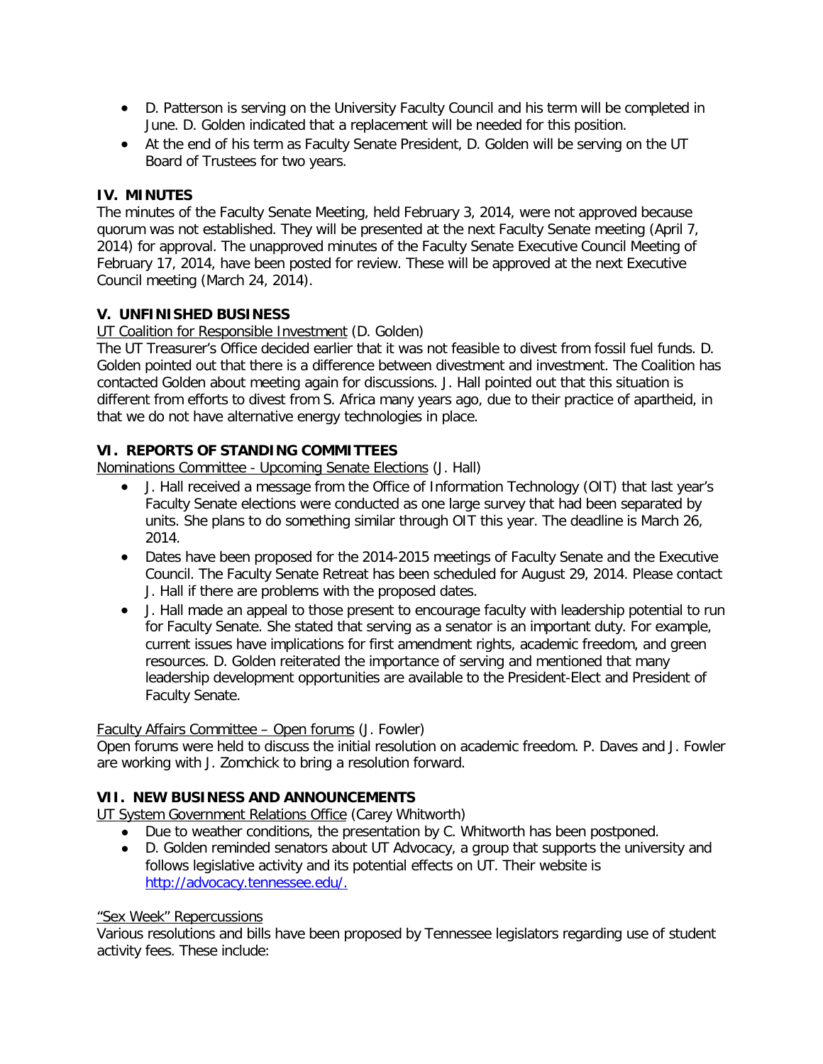- D. Patterson is serving on the University Faculty Council and his term will be completed in June. D. Golden indicated that a replacement will be needed for this position.
- At the end of his term as Faculty Senate President, D. Golden will be serving on the UT Board of Trustees for two years.

## IV. MINUTES

The minutes of the Faculty Senate Meeting, held February 3, 2014, were not approved because quorum was not established. They will be presented at the next Faculty Senate meeting (April 7, 2014) for approval. The unapproved minutes of the Faculty Senate Executive Council Meeting of February 17, 2014, have been posted for review. These will be approved at the next Executive Council meeting (March 24, 2014).

## V. UNFINISHED BUSINESS

UT Coalition for Responsible Investment (D. Golden)

The UT Treasurer's Office decided earlier that it was not feasible to divest from fossil fuel funds. D. Golden pointed out that there is a difference between divestment and investment. The Coalition has contacted Golden about meeting again for discussions. J. Hall pointed out that this situation is different from efforts to divest from S. Africa many years ago, due to their practice of apartheid, in that we do not have alternative energy technologies in place.

## VI. REPORTS OF STANDING COMMITTEES

Nominations Committee - Upcoming Senate Elections (J. Hall)

- J. Hall received a message from the Office of Information Technology (OIT) that last year's Faculty Senate elections were conducted as one large survey that had been separated by units. She plans to do something similar through OIT this year. The deadline is March 26, 2014.
- Dates have been proposed for the 2014-2015 meetings of Faculty Senate and the Executive Council. The Faculty Senate Retreat has been scheduled for August 29, 2014. Please contact J. Hall if there are problems with the proposed dates.
- J. Hall made an appeal to those present to encourage faculty with leadership potential to run for Faculty Senate. She stated that serving as a senator is an important duty. For example, current issues have implications for first amendment rights, academic freedom, and green resources. D. Golden reiterated the importance of serving and mentioned that many leadership development opportunities are available to the President-Elect and President of Faculty Senate.

Faculty Affairs Committee – Open forums (J. Fowler)

Open forums were held to discuss the initial resolution on academic freedom. P. Daves and J. Fowler are working with J. Zomchick to bring a resolution forward.

## VII. NEW BUSINESS AND ANNOUNCEMENTS

UT System Government Relations Office (Carey Whitworth)

- Due to weather conditions, the presentation by C. Whitworth has been postponed.
- D. Golden reminded senators about UT Advocacy, a group that supports the university and follows legislative activity and its potential effects on UT. Their website is http://advocacy.tennessee.edu/.

"Sex Week" Repercussions

Various resolutions and bills have been proposed by Tennessee legislators regarding use of student activity fees. These include: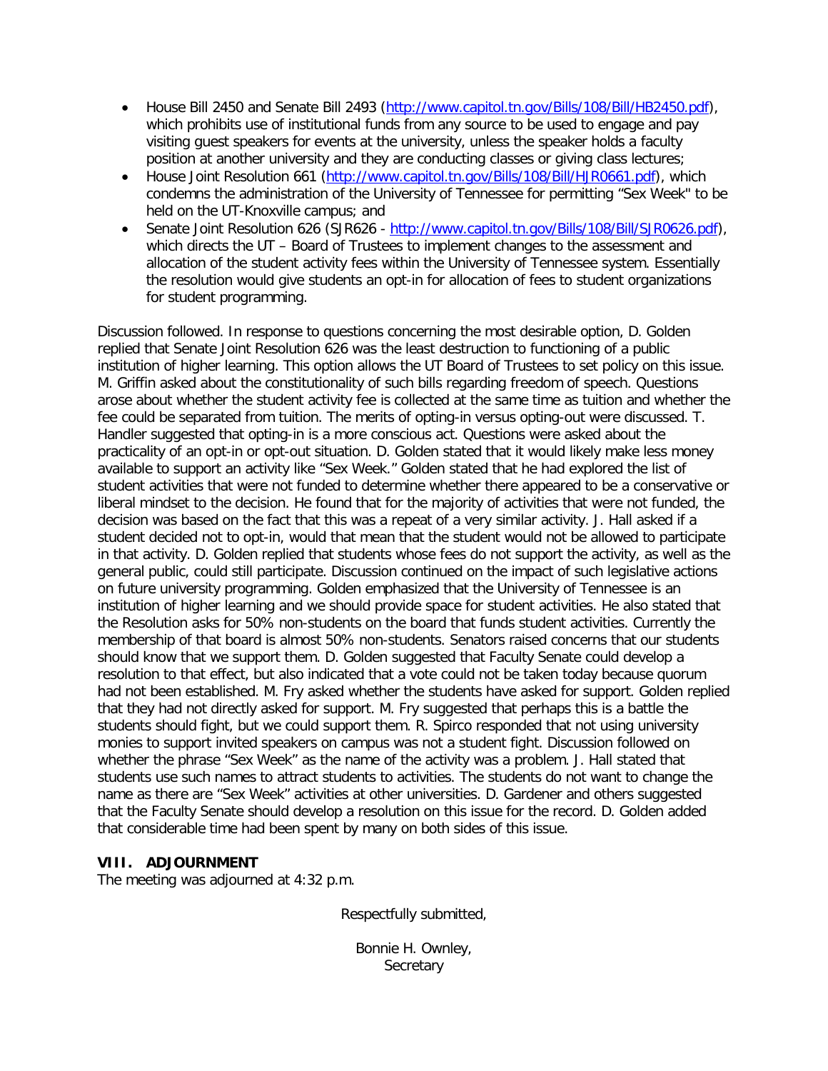- House Bill 2450 and Senate Bill 2493 (http://www.capitol.tn.gov/Bills/108/Bill/HB2450.pdf), which prohibits use of institutional funds from any source to be used to engage and pay visiting guest speakers for events at the university, unless the speaker holds a faculty position at another university and they are conducting classes or giving class lectures;
- House Joint Resolution 661 (http://www.capitol.tn.gov/Bills/108/Bill/HJR0661.pdf), which condemns the administration of the University of Tennessee for permitting "Sex Week" to be held on the UT-Knoxville campus; and
- Senate Joint Resolution 626 (SJR626 - http://www.capitol.tn.gov/Bills/108/Bill/SJR0626.pdf), which directs the UT – Board of Trustees to implement changes to the assessment and allocation of the student activity fees within the University of Tennessee system. Essentially the resolution would give students an opt-in for allocation of fees to student organizations for student programming.

Discussion followed. In response to questions concerning the most desirable option, D. Golden replied that Senate Joint Resolution 626 was the least destruction to functioning of a public institution of higher learning. This option allows the UT Board of Trustees to set policy on this issue. M. Griffin asked about the constitutionality of such bills regarding freedom of speech. Questions arose about whether the student activity fee is collected at the same time as tuition and whether the fee could be separated from tuition. The merits of opting-in versus opting-out were discussed. T. Handler suggested that opting-in is a more conscious act. Questions were asked about the practicality of an opt-in or opt-out situation. D. Golden stated that it would likely make less money available to support an activity like "Sex Week." Golden stated that he had explored the list of student activities that were not funded to determine whether there appeared to be a conservative or liberal mindset to the decision. He found that for the majority of activities that were not funded, the decision was based on the fact that this was a repeat of a very similar activity. J. Hall asked if a student decided not to opt-in, would that mean that the student would not be allowed to participate in that activity. D. Golden replied that students whose fees do not support the activity, as well as the general public, could still participate. Discussion continued on the impact of such legislative actions on future university programming. Golden emphasized that the University of Tennessee is an institution of higher learning and we should provide space for student activities. He also stated that the Resolution asks for 50% non-students on the board that funds student activities. Currently the membership of that board is almost 50% non-students. Senators raised concerns that our students should know that we support them. D. Golden suggested that Faculty Senate could develop a resolution to that effect, but also indicated that a vote could not be taken today because quorum had not been established. M. Fry asked whether the students have asked for support. Golden replied that they had not directly asked for support. M. Fry suggested that perhaps this is a battle the students should fight, but we could support them. R. Spirco responded that not using university monies to support invited speakers on campus was not a student fight. Discussion followed on whether the phrase "Sex Week" as the name of the activity was a problem. J. Hall stated that students use such names to attract students to activities. The students do not want to change the name as there are "Sex Week" activities at other universities. D. Gardener and others suggested that the Faculty Senate should develop a resolution on this issue for the record. D. Golden added that considerable time had been spent by many on both sides of this issue.

**VIII. ADJOURNMENT**

The meeting was adjourned at 4:32 p.m.

Respectfully submitted,

Bonnie H. Ownley,
Secretary